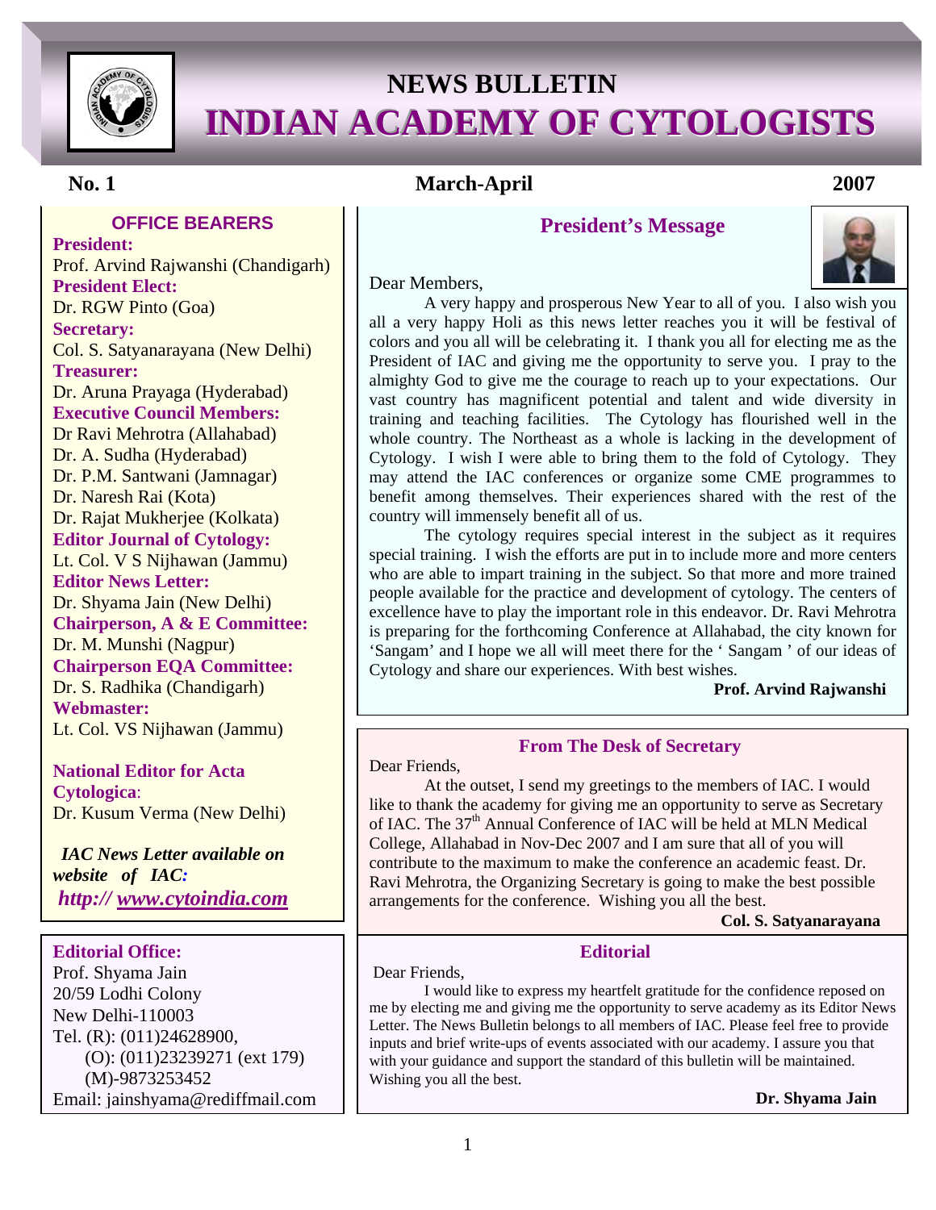# NEWS BULLETIN

# INDIAN ACADEMY OF CYTOLOGISTS

**No. 1** **March-April** **2007**

## OFFICE BEARERS

**President:**
Prof. Arvind Rajwanshi (Chandigarh)

**President Elect:**
Dr. RGW Pinto (Goa)

**Secretary:**
Col. S. Satyanarayana (New Delhi)

**Treasurer:**
Dr. Aruna Prayaga (Hyderabad)

**Executive Council Members:**
Dr Ravi Mehrotra (Allahabad)
Dr. A. Sudha (Hyderabad)
Dr. P.M. Santwani (Jamnagar)
Dr. Naresh Rai (Kota)
Dr. Rajat Mukherjee (Kolkata)

**Editor Journal of Cytology:**
Lt. Col. V S Nijhawan (Jammu)

**Editor News Letter:**
Dr. Shyama Jain (New Delhi)

**Chairperson, A & E Committee:**
Dr. M. Munshi (Nagpur)

**Chairperson EQA Committee:**
Dr. S. Radhika (Chandigarh)

**Webmaster:**
Lt. Col. VS Nijhawan (Jammu)

**National Editor for Acta Cytologica**:
Dr. Kusum Verma (New Delhi)

***IAC News Letter available on website of IAC:***
***http:// www.cytoindia.com***

**Editorial Office:**
Prof. Shyama Jain
20/59 Lodhi Colony
New Delhi-110003
Tel. (R): (011)24628900,
(O): (011)23239271 (ext 179)
(M)-9873253452
Email: jainshyama@rediffmail.com

## President's Message

Dear Members,

A very happy and prosperous New Year to all of you. I also wish you all a very happy Holi as this news letter reaches you it will be festival of colors and you all will be celebrating it. I thank you all for electing me as the President of IAC and giving me the opportunity to serve you. I pray to the almighty God to give me the courage to reach up to your expectations. Our vast country has magnificent potential and talent and wide diversity in training and teaching facilities. The Cytology has flourished well in the whole country. The Northeast as a whole is lacking in the development of Cytology. I wish I were able to bring them to the fold of Cytology. They may attend the IAC conferences or organize some CME programmes to benefit among themselves. Their experiences shared with the rest of the country will immensely benefit all of us.

The cytology requires special interest in the subject as it requires special training. I wish the efforts are put in to include more and more centers who are able to impart training in the subject. So that more and more trained people available for the practice and development of cytology. The centers of excellence have to play the important role in this endeavor. Dr. Ravi Mehrotra is preparing for the forthcoming Conference at Allahabad, the city known for 'Sangam' and I hope we all will meet there for the ' Sangam ' of our ideas of Cytology and share our experiences. With best wishes.

**Prof. Arvind Rajwanshi**

## From The Desk of Secretary

Dear Friends,

At the outset, I send my greetings to the members of IAC. I would like to thank the academy for giving me an opportunity to serve as Secretary of IAC. The 37th Annual Conference of IAC will be held at MLN Medical College, Allahabad in Nov-Dec 2007 and I am sure that all of you will contribute to the maximum to make the conference an academic feast. Dr. Ravi Mehrotra, the Organizing Secretary is going to make the best possible arrangements for the conference. Wishing you all the best.

**Col. S. Satyanarayana**

## Editorial

Dear Friends,

I would like to express my heartfelt gratitude for the confidence reposed on me by electing me and giving me the opportunity to serve academy as its Editor News Letter. The News Bulletin belongs to all members of IAC. Please feel free to provide inputs and brief write-ups of events associated with our academy. I assure you that with your guidance and support the standard of this bulletin will be maintained. Wishing you all the best.

**Dr. Shyama Jain**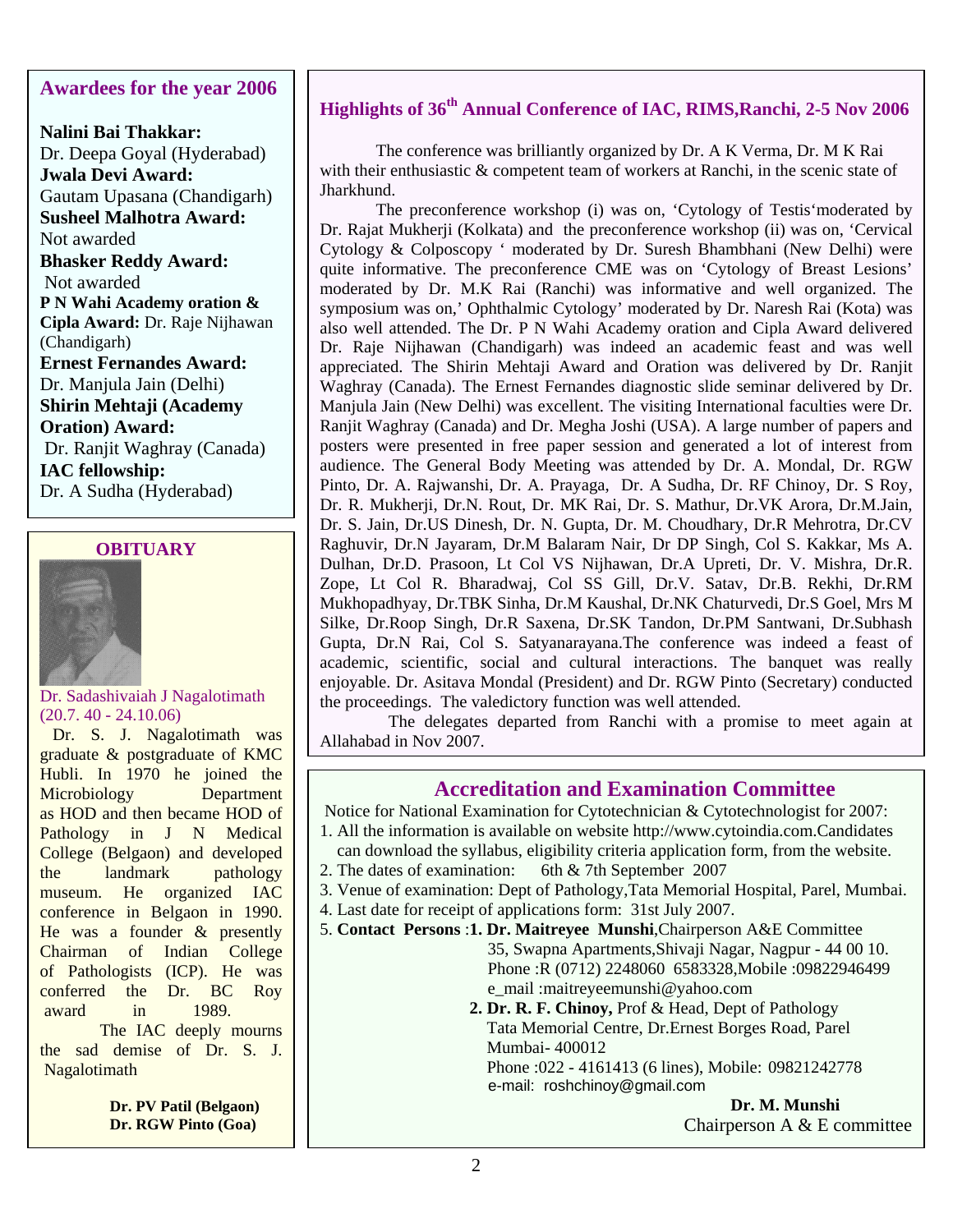## Awardees for the year 2006

**Nalini Bai Thakkar:**
Dr. Deepa Goyal (Hyderabad)
**Jwala Devi Award:**
Gautam Upasana (Chandigarh)
**Susheel Malhotra Award:**
Not awarded
**Bhasker Reddy Award:**
Not awarded
**P N Wahi Academy oration & Cipla Award:** Dr. Raje Nijhawan (Chandigarh)
**Ernest Fernandes Award:**
Dr. Manjula Jain (Delhi)
**Shirin Mehtaji (Academy Oration) Award:**
Dr. Ranjit Waghray (Canada)
**IAC fellowship:**
Dr. A Sudha (Hyderabad)

## OBITUARY

Dr. Sadashivaiah J Nagalotimath (20.7. 40 - 24.10.06)

Dr. S. J. Nagalotimath was graduate & postgraduate of KMC Hubli. In 1970 he joined the Microbiology Department as HOD and then became HOD of Pathology in J N Medical College (Belgaon) and developed the landmark pathology museum. He organized IAC conference in Belgaon in 1990. He was a founder & presently Chairman of Indian College of Pathologists (ICP). He was conferred the Dr. BC Roy award in 1989.

The IAC deeply mourns the sad demise of Dr. S. J. Nagalotimath

**Dr. PV Patil (Belgaon)**
**Dr. RGW Pinto (Goa)**

## Highlights of 36th Annual Conference of IAC, RIMS,Ranchi, 2-5 Nov 2006

The conference was brilliantly organized by Dr. A K Verma, Dr. M K Rai with their enthusiastic & competent team of workers at Ranchi, in the scenic state of Jharkhund.

The preconference workshop (i) was on, 'Cytology of Testis'moderated by Dr. Rajat Mukherji (Kolkata) and the preconference workshop (ii) was on, 'Cervical Cytology & Colposcopy ' moderated by Dr. Suresh Bhambhani (New Delhi) were quite informative. The preconference CME was on 'Cytology of Breast Lesions' moderated by Dr. M.K Rai (Ranchi) was informative and well organized. The symposium was on,' Ophthalmic Cytology' moderated by Dr. Naresh Rai (Kota) was also well attended. The Dr. P N Wahi Academy oration and Cipla Award delivered Dr. Raje Nijhawan (Chandigarh) was indeed an academic feast and was well appreciated. The Shirin Mehtaji Award and Oration was delivered by Dr. Ranjit Waghray (Canada). The Ernest Fernandes diagnostic slide seminar delivered by Dr. Manjula Jain (New Delhi) was excellent. The visiting International faculties were Dr. Ranjit Waghray (Canada) and Dr. Megha Joshi (USA). A large number of papers and posters were presented in free paper session and generated a lot of interest from audience. The General Body Meeting was attended by Dr. A. Mondal, Dr. RGW Pinto, Dr. A. Rajwanshi, Dr. A. Prayaga, Dr. A Sudha, Dr. RF Chinoy, Dr. S Roy, Dr. R. Mukherji, Dr.N. Rout, Dr. MK Rai, Dr. S. Mathur, Dr.VK Arora, Dr.M.Jain, Dr. S. Jain, Dr.US Dinesh, Dr. N. Gupta, Dr. M. Choudhary, Dr.R Mehrotra, Dr.CV Raghuvir, Dr.N Jayaram, Dr.M Balaram Nair, Dr DP Singh, Col S. Kakkar, Ms A. Dulhan, Dr.D. Prasoon, Lt Col VS Nijhawan, Dr.A Upreti, Dr. V. Mishra, Dr.R. Zope, Lt Col R. Bharadwaj, Col SS Gill, Dr.V. Satav, Dr.B. Rekhi, Dr.RM Mukhopadhyay, Dr.TBK Sinha, Dr.M Kaushal, Dr.NK Chaturvedi, Dr.S Goel, Mrs M Silke, Dr.Roop Singh, Dr.R Saxena, Dr.SK Tandon, Dr.PM Santwani, Dr.Subhash Gupta, Dr.N Rai, Col S. Satyanarayana.The conference was indeed a feast of academic, scientific, social and cultural interactions. The banquet was really enjoyable. Dr. Asitava Mondal (President) and Dr. RGW Pinto (Secretary) conducted the proceedings. The valedictory function was well attended.

The delegates departed from Ranchi with a promise to meet again at Allahabad in Nov 2007.

## Accreditation and Examination Committee

Notice for National Examination for Cytotechnician & Cytotechnologist for 2007:

1. All the information is available on website http://www.cytoindia.com.Candidates can download the syllabus, eligibility criteria application form, from the website.
2. The dates of examination: 6th & 7th September 2007
3. Venue of examination: Dept of Pathology,Tata Memorial Hospital, Parel, Mumbai.
4. Last date for receipt of applications form: 31st July 2007.
5. **Contact Persons** :**1. Dr. Maitreyee Munshi**,Chairperson A&E Committee
   35, Swapna Apartments,Shivaji Nagar, Nagpur - 44 00 10.
   Phone :R (0712) 2248060 6583328,Mobile :09822946499
   e_mail :maitreyeemunshi@yahoo.com

   **2. Dr. R. F. Chinoy,** Prof & Head, Dept of Pathology
   Tata Memorial Centre, Dr.Ernest Borges Road, Parel
   Mumbai- 400012
   Phone :022 - 4161413 (6 lines), Mobile: 09821242778
   e-mail: roshchinoy@gmail.com

**Dr. M. Munshi**
Chairperson A & E committee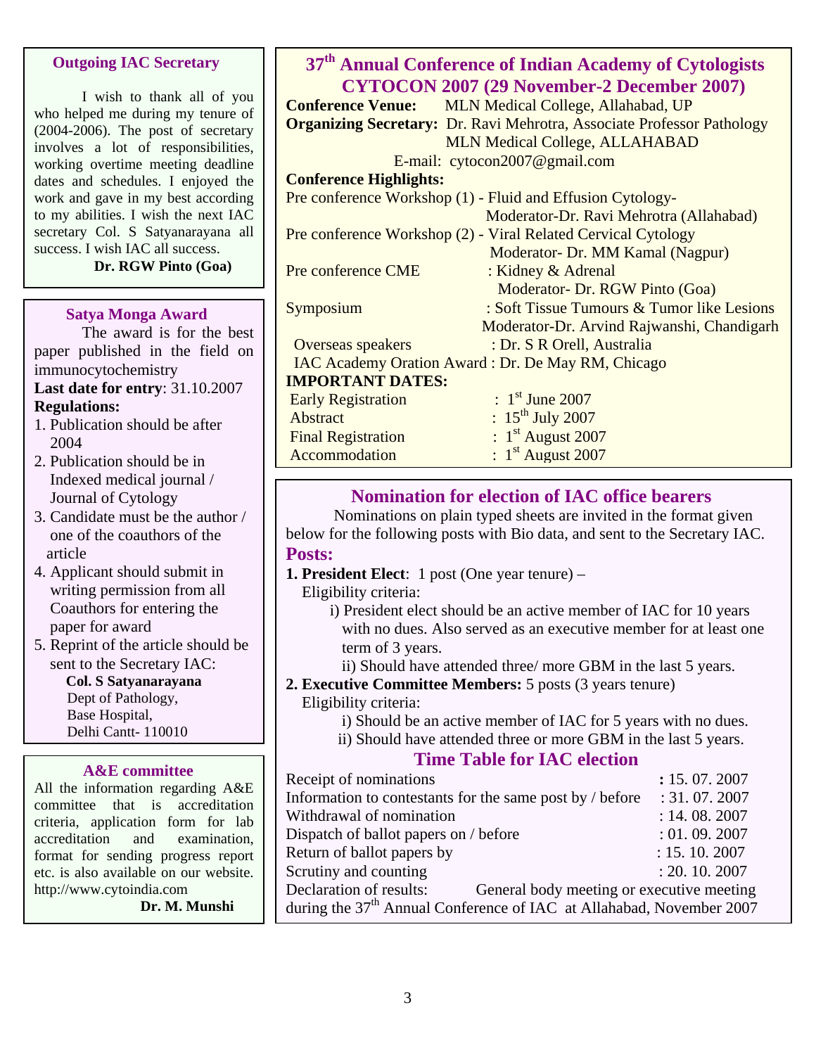## Outgoing IAC Secretary

I wish to thank all of you who helped me during my tenure of (2004-2006). The post of secretary involves a lot of responsibilities, working overtime meeting deadline dates and schedules. I enjoyed the work and gave in my best according to my abilities. I wish the next IAC secretary Col. S Satyanarayana all success. I wish IAC all success.

**Dr. RGW Pinto (Goa)**

## Satya Monga Award

The award is for the best paper published in the field on immunocytochemistry

**Last date for entry**: 31.10.2007

**Regulations:**

1. Publication should be after 2004
2. Publication should be in Indexed medical journal / Journal of Cytology
3. Candidate must be the author / one of the coauthors of the article
4. Applicant should submit in writing permission from all Coauthors for entering the paper for award
5. Reprint of the article should be sent to the Secretary IAC:

**Col. S Satyanarayana**
Dept of Pathology,
Base Hospital,
Delhi Cantt- 110010

## A&E committee

All the information regarding A&E committee that is accreditation criteria, application form for lab accreditation and examination, format for sending progress report etc. is also available on our website. http://www.cytoindia.com

**Dr. M. Munshi**

## 37th Annual Conference of Indian Academy of Cytologists CYTOCON 2007 (29 November-2 December 2007)

**Conference Venue:** MLN Medical College, Allahabad, UP

**Organizing Secretary:** Dr. Ravi Mehrotra, Associate Professor Pathology, MLN Medical College, ALLAHABAD

E-mail: cytocon2007@gmail.com

**Conference Highlights:**

Pre conference Workshop (1) - Fluid and Effusion Cytology- Moderator-Dr. Ravi Mehrotra (Allahabad)

Pre conference Workshop (2) - Viral Related Cervical Cytology Moderator- Dr. MM Kamal (Nagpur)

Pre conference CME : Kidney & Adrenal Moderator- Dr. RGW Pinto (Goa)

Symposium : Soft Tissue Tumours & Tumor like Lesions Moderator-Dr. Arvind Rajwanshi, Chandigarh

Overseas speakers : Dr. S R Orell, Australia

IAC Academy Oration Award : Dr. De May RM, Chicago

**IMPORTANT DATES:**

| | |
|---|---|
| Early Registration | : 1st June 2007 |
| Abstract | : 15th July 2007 |
| Final Registration | : 1st August 2007 |
| Accommodation | : 1st August 2007 |

## Nomination for election of IAC office bearers

Nominations on plain typed sheets are invited in the format given below for the following posts with Bio data, and sent to the Secretary IAC.

**Posts:**

**1. President Elect**: 1 post (One year tenure) –

Eligibility criteria:

i) President elect should be an active member of IAC for 10 years with no dues. Also served as an executive member for at least one term of 3 years.

ii) Should have attended three/ more GBM in the last 5 years.

**2. Executive Committee Members:** 5 posts (3 years tenure)

Eligibility criteria:

i) Should be an active member of IAC for 5 years with no dues.

ii) Should have attended three or more GBM in the last 5 years.

### Time Table for IAC election

| | |
|---|---|
| Receipt of nominations | : 15. 07. 2007 |
| Information to contestants for the same post by / before | : 31. 07. 2007 |
| Withdrawal of nomination | : 14. 08. 2007 |
| Dispatch of ballot papers on / before | : 01. 09. 2007 |
| Return of ballot papers by | : 15. 10. 2007 |
| Scrutiny and counting | : 20. 10. 2007 |

Declaration of results: General body meeting or executive meeting during the 37th Annual Conference of IAC at Allahabad, November 2007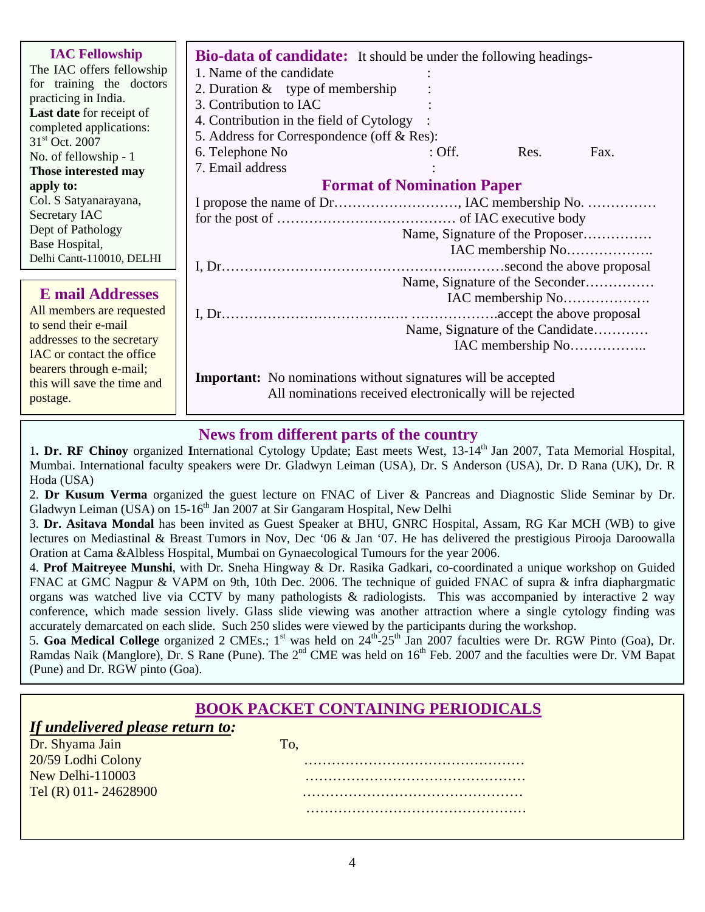### IAC Fellowship

The IAC offers fellowship for training the doctors practicing in India.

**Last date** for receipt of completed applications: 31st Oct. 2007

No. of fellowship - 1

**Those interested may apply to:**

Col. S Satyanarayana,
Secretary IAC
Dept of Pathology
Base Hospital,
Delhi Cantt-110010, DELHI

### E mail Addresses

All members are requested to send their e-mail addresses to the secretary IAC or contact the office bearers through e-mail; this will save the time and postage.

**Bio-data of candidate:** It should be under the following headings-

1. Name of the candidate :
2. Duration & type of membership :
3. Contribution to IAC :
4. Contribution in the field of Cytology :
5. Address for Correspondence (off & Res):
6. Telephone No : Off. Res. Fax.
7. Email address :

### Format of Nomination Paper

I propose the name of Dr………………………, IAC membership No. ……………
for the post of ………………………………… of IAC executive body

Name, Signature of the Proposer……………
IAC membership No……………….

I, Dr…………………………………………..………second the above proposal

Name, Signature of the Seconder……………
IAC membership No……………….

I, Dr……………………………….…. ……………….accept the above proposal

Name, Signature of the Candidate…………
IAC membership No……………..

**Important:** No nominations without signatures will be accepted
All nominations received electronically will be rejected

## News from different parts of the country

1**. Dr. RF Chinoy** organized **I**nternational Cytology Update; East meets West, 13-14th Jan 2007, Tata Memorial Hospital, Mumbai. International faculty speakers were Dr. Gladwyn Leiman (USA), Dr. S Anderson (USA), Dr. D Rana (UK), Dr. R Hoda (USA)

2. **Dr Kusum Verma** organized the guest lecture on FNAC of Liver & Pancreas and Diagnostic Slide Seminar by Dr. Gladwyn Leiman (USA) on 15-16th Jan 2007 at Sir Gangaram Hospital, New Delhi

3. **Dr. Asitava Mondal** has been invited as Guest Speaker at BHU, GNRC Hospital, Assam, RG Kar MCH (WB) to give lectures on Mediastinal & Breast Tumors in Nov, Dec '06 & Jan '07. He has delivered the prestigious Pirooja Daroowalla Oration at Cama &Albless Hospital, Mumbai on Gynaecological Tumours for the year 2006.

4. **Prof Maitreyee Munshi**, with Dr. Sneha Hingway & Dr. Rasika Gadkari, co-coordinated a unique workshop on Guided FNAC at GMC Nagpur & VAPM on 9th, 10th Dec. 2006. The technique of guided FNAC of supra & infra diaphargmatic organs was watched live via CCTV by many pathologists & radiologists. This was accompanied by interactive 2 way conference, which made session lively. Glass slide viewing was another attraction where a single cytology finding was accurately demarcated on each slide. Such 250 slides were viewed by the participants during the workshop.

5. **Goa Medical College** organized 2 CMEs.; 1st was held on 24th-25th Jan 2007 faculties were Dr. RGW Pinto (Goa), Dr. Ramdas Naik (Manglore), Dr. S Rane (Pune). The 2nd CME was held on 16th Feb. 2007 and the faculties were Dr. VM Bapat (Pune) and Dr. RGW pinto (Goa).

## BOOK PACKET CONTAINING PERIODICALS

***If undelivered please return to:***

Dr. Shyama Jain
20/59 Lodhi Colony
New Delhi-110003
Tel (R) 011- 24628900

To,
…………………………………………
…………………………………………
…………………………………………
…………………………………………